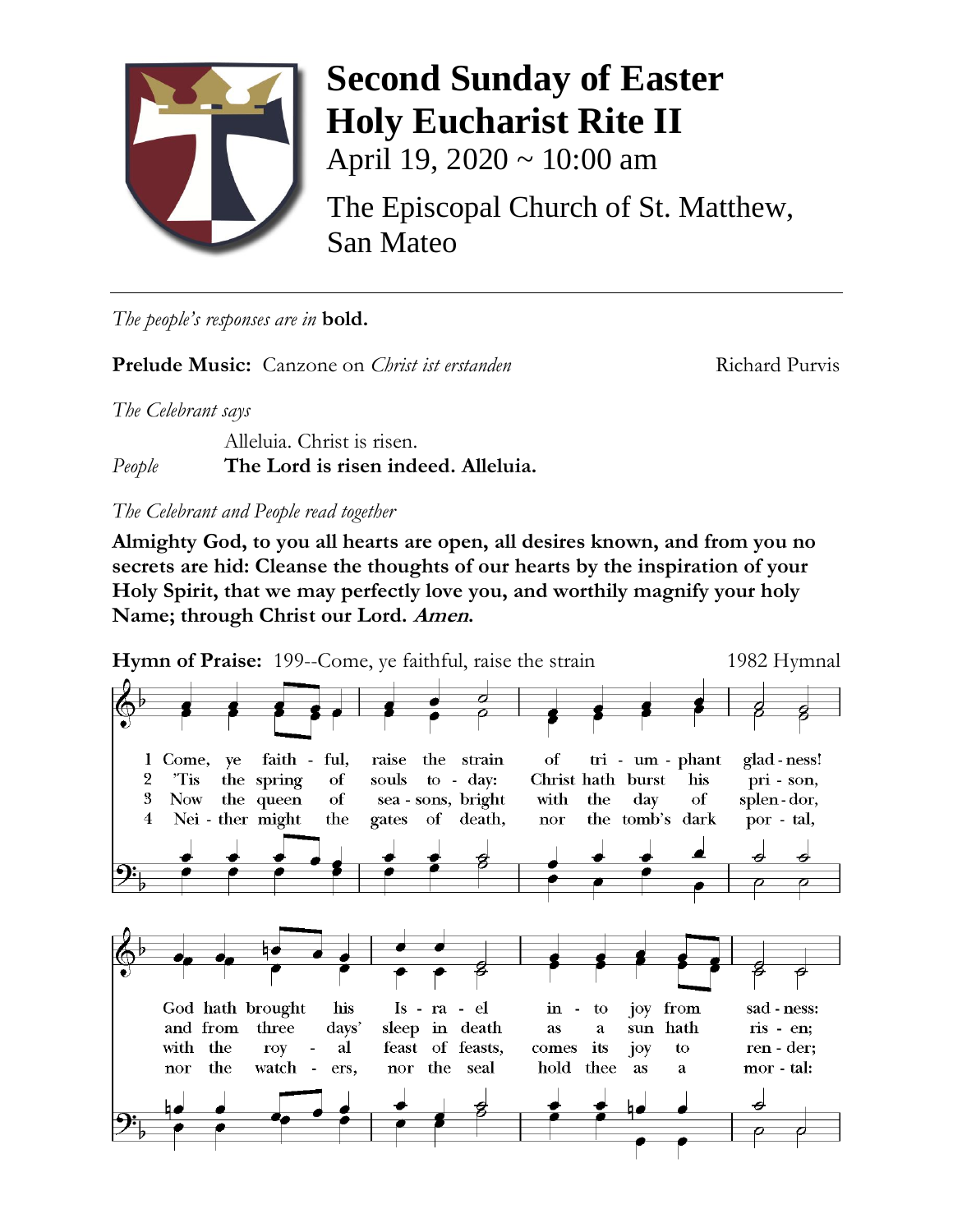# Second Sunday of Easter
# Holy Eucharist Rite II

April 19, 2020 ~ 10:00 am

The Episcopal Church of St. Matthew, San Mateo

---

*The people's responses are in* **bold.**

**Prelude Music:** Canzone on *Christ ist erstanden* Richard Purvis

*The Celebrant says*

Alleluia. Christ is risen.

*People* **The Lord is risen indeed. Alleluia.**

*The Celebrant and People read together*

**Almighty God, to you all hearts are open, all desires known, and from you no secrets are hid: Cleanse the thoughts of our hearts by the inspiration of your Holy Spirit, that we may perfectly love you, and worthily magnify your holy Name; through Christ our Lord. *Amen.***

**Hymn of Praise:** 199--Come, ye faithful, raise the strain 1982 Hymnal

1 Come, ye faith - ful, raise the strain of tri - um - phant glad - ness! God hath brought his Is - ra - el in - to joy from sad - ness:

2 'Tis the spring of souls to - day: Christ hath burst his pri - son, and from three days' sleep in death as a sun hath ris - en;

3 Now the queen of sea - sons, bright with the day of splen - dor, with the roy - al feast of feasts, comes its joy to ren - der;

4 Nei - ther might the gates of death, nor the tomb's dark por - tal, nor the watch - ers, nor the seal hold thee as a mor - tal: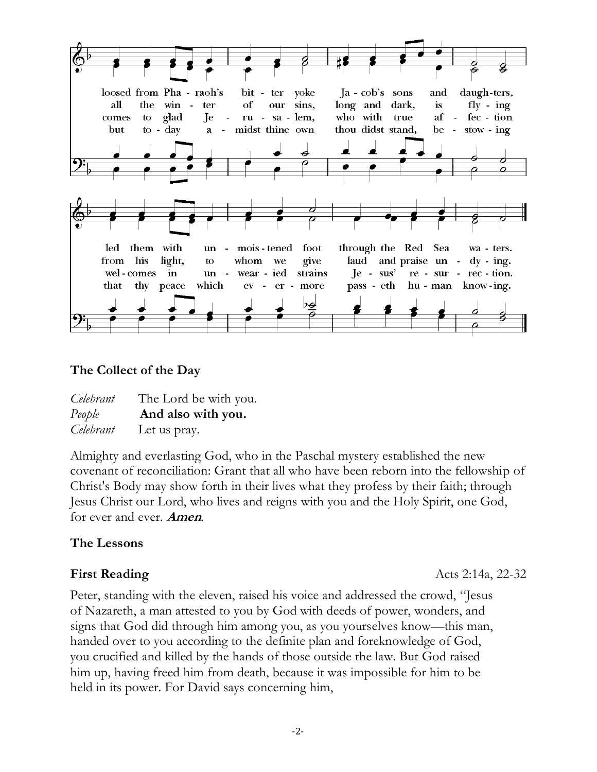loosed from Pharaoh's bitter yoke Jacob's sons and daughters,
all the winter of our sins, long and dark, is flying
comes to glad Jerusalem, who with true affection
but today amidst thine own thou didst stand, bestowing

led them with unmoistened foot through the Red Sea waters.
from his light, to whom we give laud and praise undying.
welcomes in unwearied strains Jesus' resurrection.
that thy peace which evermore passeth human knowing.

**The Collect of the Day**

*Celebrant* The Lord be with you.
*People* **And also with you.**
*Celebrant* Let us pray.

Almighty and everlasting God, who in the Paschal mystery established the new covenant of reconciliation: Grant that all who have been reborn into the fellowship of Christ's Body may show forth in their lives what they profess by their faith; through Jesus Christ our Lord, who lives and reigns with you and the Holy Spirit, one God, for ever and ever. ***Amen*.**

**The Lessons**

**First Reading** Acts 2:14a, 22-32

Peter, standing with the eleven, raised his voice and addressed the crowd, "Jesus of Nazareth, a man attested to you by God with deeds of power, wonders, and signs that God did through him among you, as you yourselves know—this man, handed over to you according to the definite plan and foreknowledge of God, you crucified and killed by the hands of those outside the law. But God raised him up, having freed him from death, because it was impossible for him to be held in its power. For David says concerning him,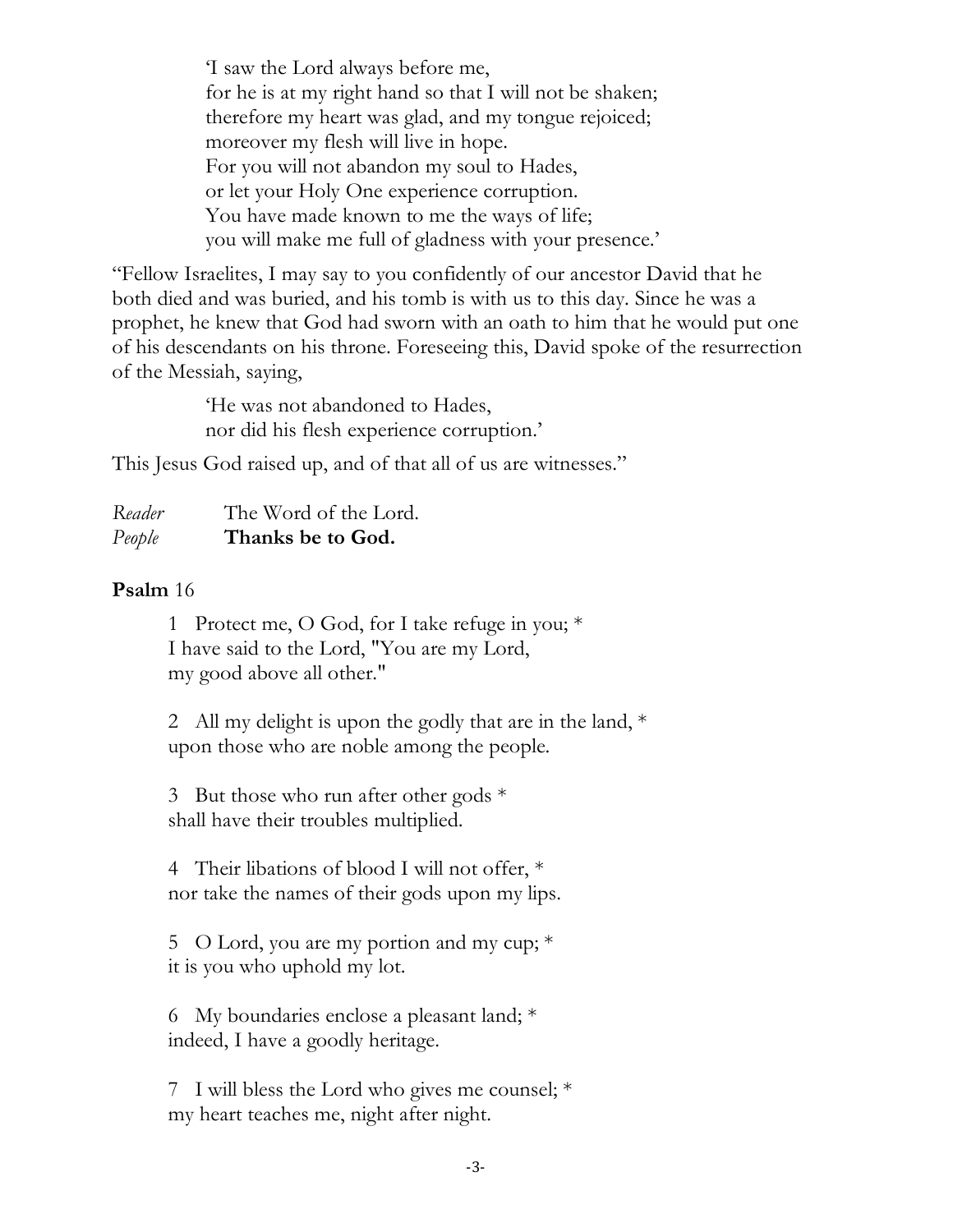> ‘I saw the Lord always before me,
> for he is at my right hand so that I will not be shaken;
> therefore my heart was glad, and my tongue rejoiced;
> moreover my flesh will live in hope.
> For you will not abandon my soul to Hades,
> or let your Holy One experience corruption.
> You have made known to me the ways of life;
> you will make me full of gladness with your presence.’

“Fellow Israelites, I may say to you confidently of our ancestor David that he both died and was buried, and his tomb is with us to this day. Since he was a prophet, he knew that God had sworn with an oath to him that he would put one of his descendants on his throne. Foreseeing this, David spoke of the resurrection of the Messiah, saying,

> ‘He was not abandoned to Hades,
> nor did his flesh experience corruption.’

This Jesus God raised up, and of that all of us are witnesses.”

*Reader* The Word of the Lord.
*People* **Thanks be to God.**

**Psalm** 16

1 Protect me, O God, for I take refuge in you; *
I have said to the Lord, "You are my Lord,
my good above all other."

2 All my delight is upon the godly that are in the land, *
upon those who are noble among the people.

3 But those who run after other gods *
shall have their troubles multiplied.

4 Their libations of blood I will not offer, *
nor take the names of their gods upon my lips.

5 O Lord, you are my portion and my cup; *
it is you who uphold my lot.

6 My boundaries enclose a pleasant land; *
indeed, I have a goodly heritage.

7 I will bless the Lord who gives me counsel; *
my heart teaches me, night after night.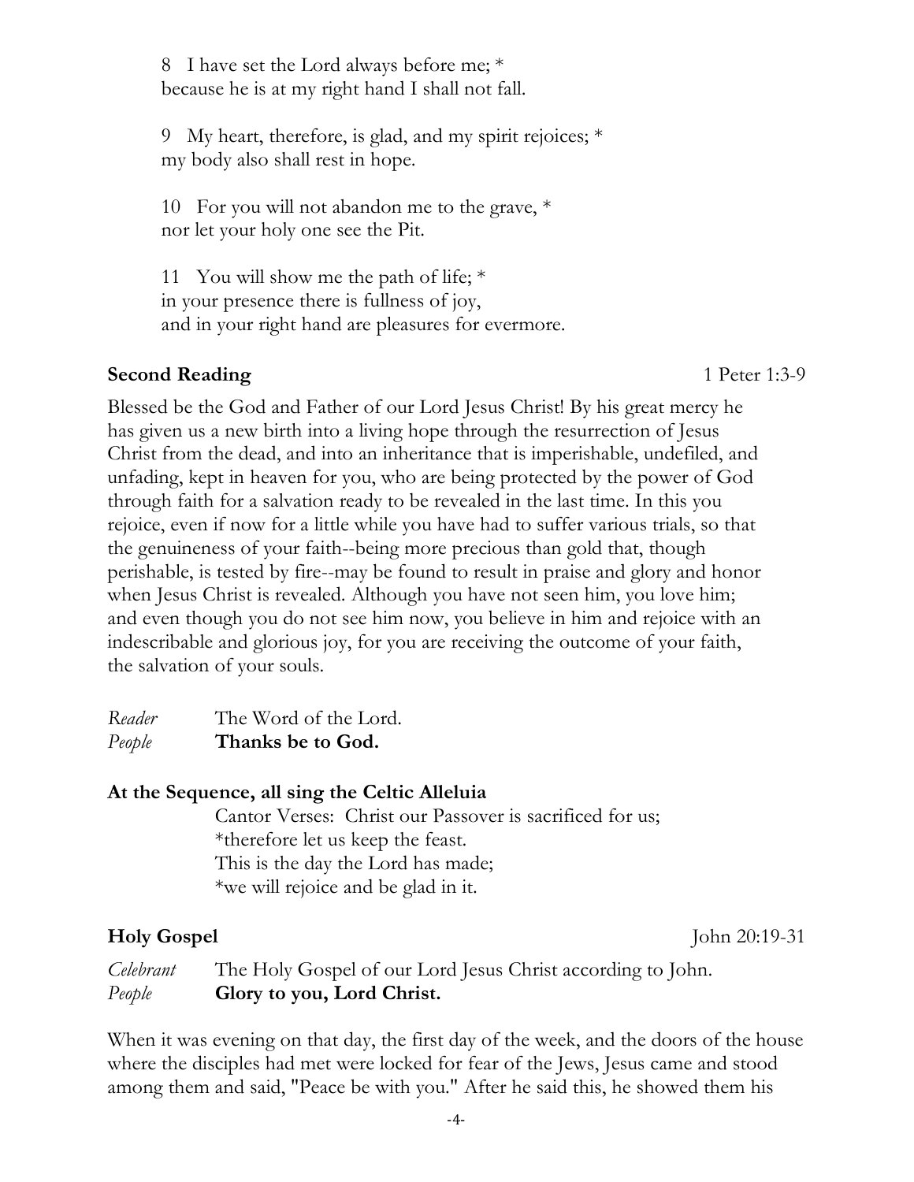8 I have set the Lord always before me; *
because he is at my right hand I shall not fall.

9 My heart, therefore, is glad, and my spirit rejoices; *
my body also shall rest in hope.

10 For you will not abandon me to the grave, *
nor let your holy one see the Pit.

11 You will show me the path of life; *
in your presence there is fullness of joy,
and in your right hand are pleasures for evermore.

**Second Reading** 1 Peter 1:3-9

Blessed be the God and Father of our Lord Jesus Christ! By his great mercy he has given us a new birth into a living hope through the resurrection of Jesus Christ from the dead, and into an inheritance that is imperishable, undefiled, and unfading, kept in heaven for you, who are being protected by the power of God through faith for a salvation ready to be revealed in the last time. In this you rejoice, even if now for a little while you have had to suffer various trials, so that the genuineness of your faith--being more precious than gold that, though perishable, is tested by fire--may be found to result in praise and glory and honor when Jesus Christ is revealed. Although you have not seen him, you love him; and even though you do not see him now, you believe in him and rejoice with an indescribable and glorious joy, for you are receiving the outcome of your faith, the salvation of your souls.

*Reader* The Word of the Lord.
*People* **Thanks be to God.**

**At the Sequence, all sing the Celtic Alleluia**

Cantor Verses: Christ our Passover is sacrificed for us;
*therefore let us keep the feast.
This is the day the Lord has made;
*we will rejoice and be glad in it.

**Holy Gospel** John 20:19-31

*Celebrant* The Holy Gospel of our Lord Jesus Christ according to John.
*People* **Glory to you, Lord Christ.**

When it was evening on that day, the first day of the week, and the doors of the house where the disciples had met were locked for fear of the Jews, Jesus came and stood among them and said, "Peace be with you." After he said this, he showed them his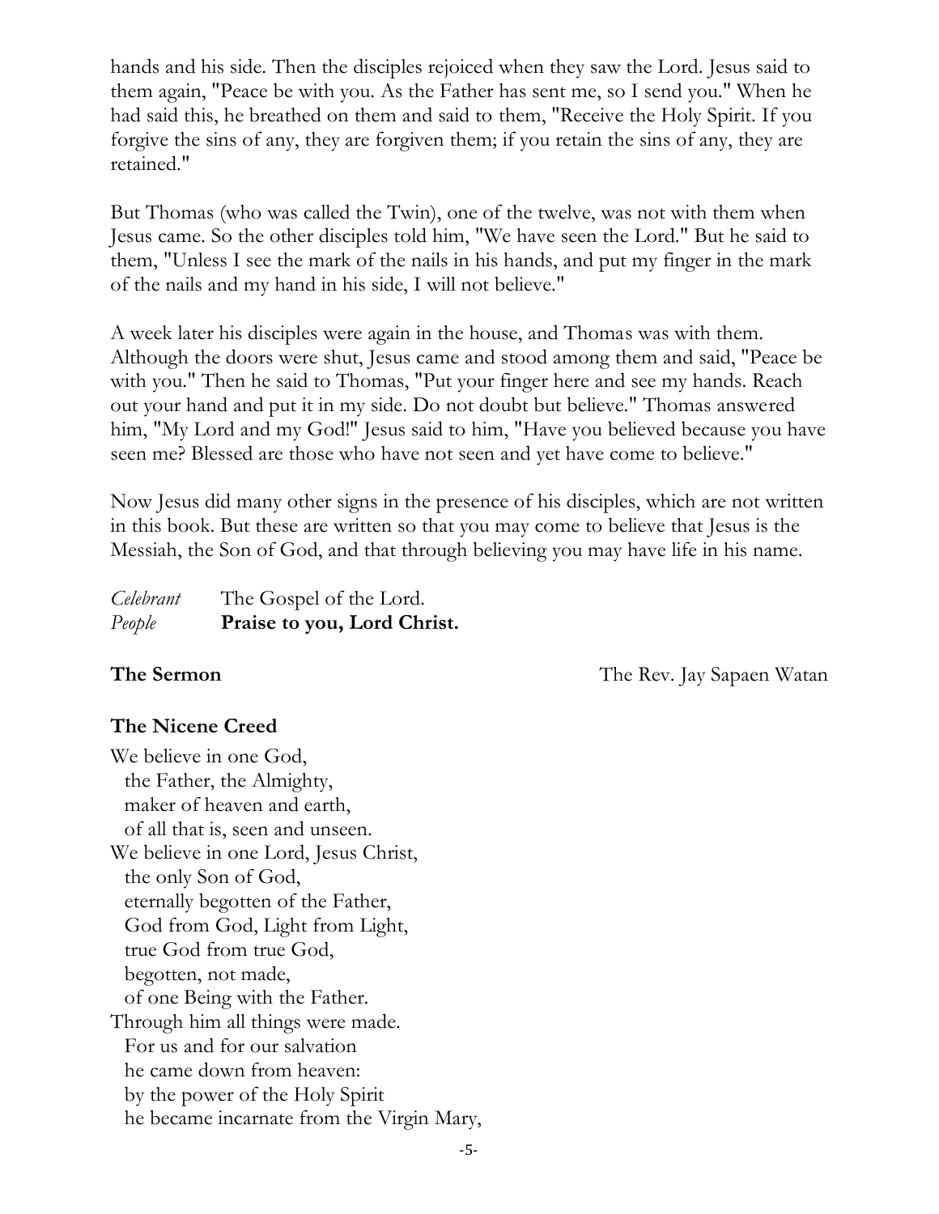hands and his side. Then the disciples rejoiced when they saw the Lord. Jesus said to them again, "Peace be with you. As the Father has sent me, so I send you." When he had said this, he breathed on them and said to them, "Receive the Holy Spirit. If you forgive the sins of any, they are forgiven them; if you retain the sins of any, they are retained."

But Thomas (who was called the Twin), one of the twelve, was not with them when Jesus came. So the other disciples told him, "We have seen the Lord." But he said to them, "Unless I see the mark of the nails in his hands, and put my finger in the mark of the nails and my hand in his side, I will not believe."

A week later his disciples were again in the house, and Thomas was with them. Although the doors were shut, Jesus came and stood among them and said, "Peace be with you." Then he said to Thomas, "Put your finger here and see my hands. Reach out your hand and put it in my side. Do not doubt but believe." Thomas answered him, "My Lord and my God!" Jesus said to him, "Have you believed because you have seen me? Blessed are those who have not seen and yet have come to believe."

Now Jesus did many other signs in the presence of his disciples, which are not written in this book. But these are written so that you may come to believe that Jesus is the Messiah, the Son of God, and that through believing you may have life in his name.

*Celebrant* The Gospel of the Lord.
*People* **Praise to you, Lord Christ.**

**The Sermon** The Rev. Jay Sapaen Watan

**The Nicene Creed**

We believe in one God,
  the Father, the Almighty,
  maker of heaven and earth,
  of all that is, seen and unseen.
We believe in one Lord, Jesus Christ,
  the only Son of God,
  eternally begotten of the Father,
  God from God, Light from Light,
  true God from true God,
  begotten, not made,
  of one Being with the Father.
Through him all things were made.
  For us and for our salvation
  he came down from heaven:
  by the power of the Holy Spirit
  he became incarnate from the Virgin Mary,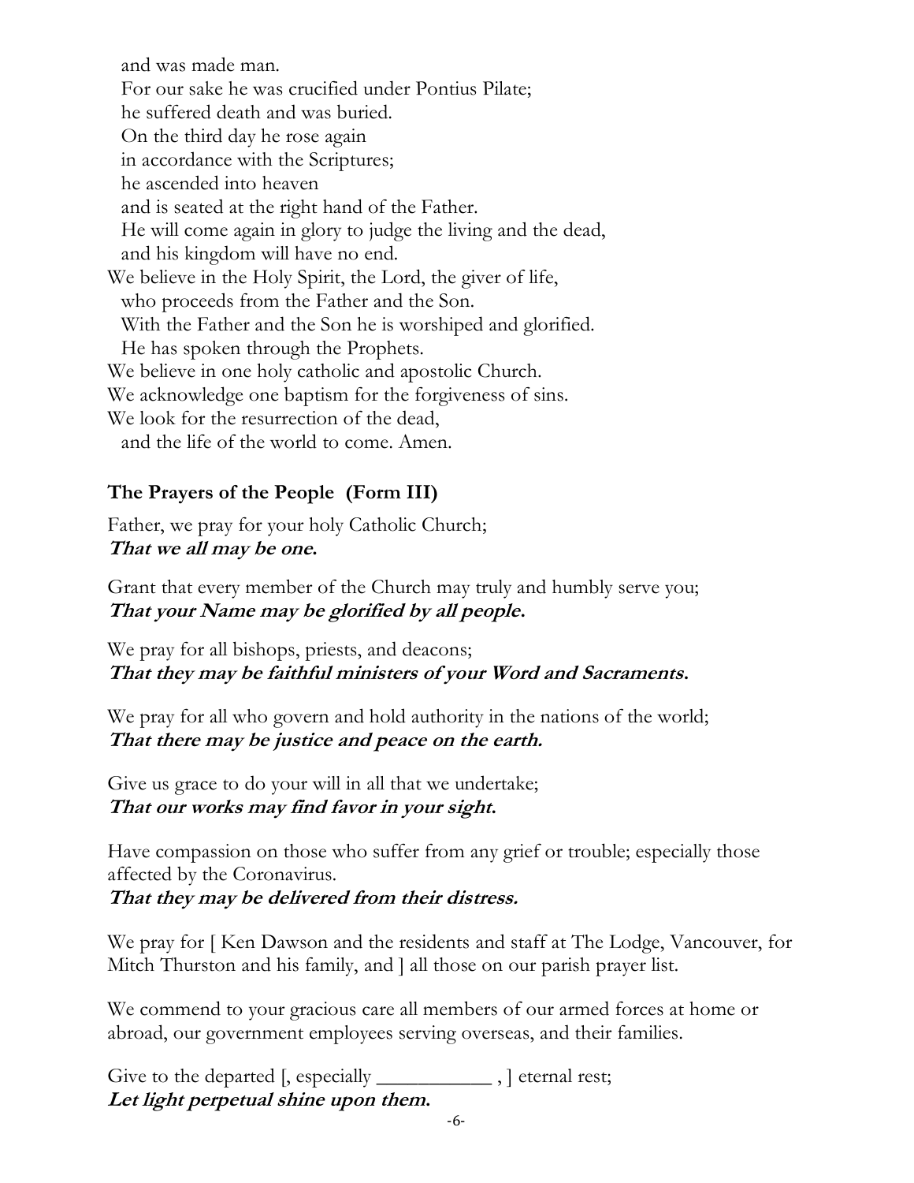and was made man.
For our sake he was crucified under Pontius Pilate;
he suffered death and was buried.
On the third day he rose again
in accordance with the Scriptures;
he ascended into heaven
and is seated at the right hand of the Father.
He will come again in glory to judge the living and the dead,
and his kingdom will have no end.
We believe in the Holy Spirit, the Lord, the giver of life,
who proceeds from the Father and the Son.
With the Father and the Son he is worshiped and glorified.
He has spoken through the Prophets.
We believe in one holy catholic and apostolic Church.
We acknowledge one baptism for the forgiveness of sins.
We look for the resurrection of the dead,
and the life of the world to come. Amen.

**The Prayers of the People (Form III)**

Father, we pray for your holy Catholic Church;
***That we all may be one.***

Grant that every member of the Church may truly and humbly serve you;
***That your Name may be glorified by all people.***

We pray for all bishops, priests, and deacons;
***That they may be faithful ministers of your Word and Sacraments.***

We pray for all who govern and hold authority in the nations of the world;
***That there may be justice and peace on the earth.***

Give us grace to do your will in all that we undertake;
***That our works may find favor in your sight.***

Have compassion on those who suffer from any grief or trouble; especially those affected by the Coronavirus.
***That they may be delivered from their distress.***

We pray for [ Ken Dawson and the residents and staff at The Lodge, Vancouver, for Mitch Thurston and his family, and ] all those on our parish prayer list.

We commend to your gracious care all members of our armed forces at home or abroad, our government employees serving overseas, and their families.

Give to the departed [, especially ___________ , ] eternal rest;
***Let light perpetual shine upon them.***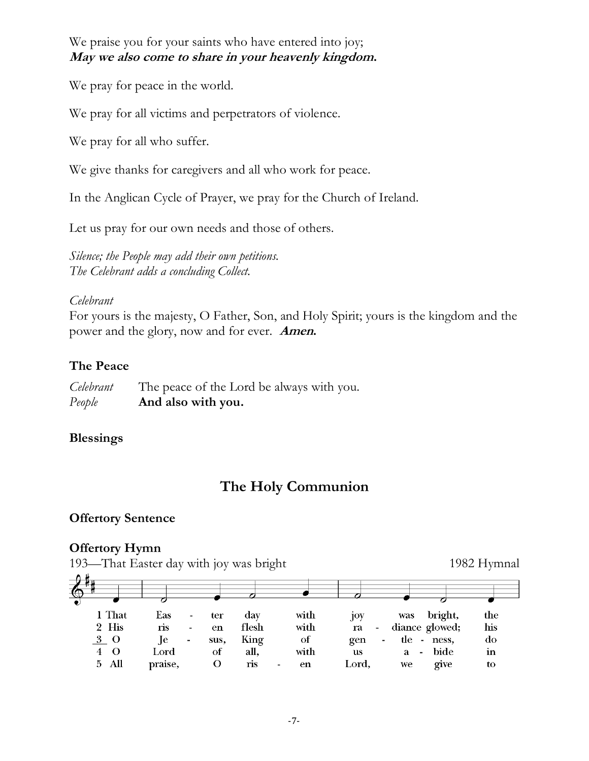We praise you for your saints who have entered into joy;
***May we also come to share in your heavenly kingdom.***

We pray for peace in the world.

We pray for all victims and perpetrators of violence.

We pray for all who suffer.

We give thanks for caregivers and all who work for peace.

In the Anglican Cycle of Prayer, we pray for the Church of Ireland.

Let us pray for our own needs and those of others.

*Silence; the People may add their own petitions.*
*The Celebrant adds a concluding Collect.*

*Celebrant*
For yours is the majesty, O Father, Son, and Holy Spirit; yours is the kingdom and the power and the glory, now and for ever. ***Amen.***

**The Peace**

*Celebrant* The peace of the Lord be always with you.
*People* **And also with you.**

**Blessings**

## The Holy Communion

**Offertory Sentence**

**Offertory Hymn**
193—That Easter day with joy was bright 1982 Hymnal

1 That Eas - ter day with joy was bright, the
2 His ris - en flesh with ra - diance glowed; his
3 O Je - sus, King of gen - tle - ness, do
4 O Lord of all, with us a - bide in
5 All praise, O ris - en Lord, we give to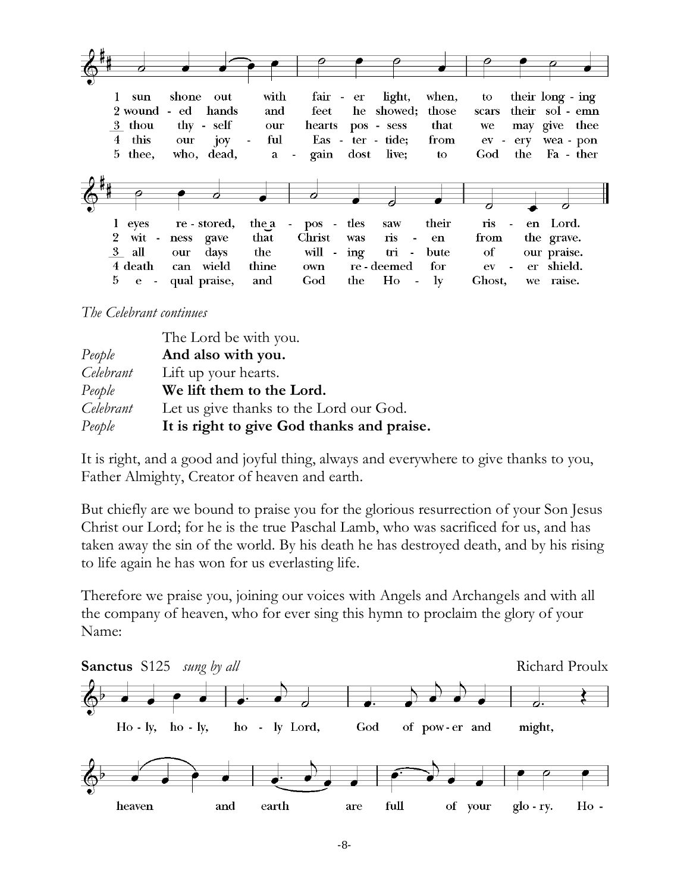1 sun shone out with fair - er light, when, to their long - ing
2 wound - ed hands and feet he showed; those scars their sol - emn
3 thou thy - self our hearts pos - sess that we may give thee
4 this our joy - ful Eas - ter - tide; from ev - ery wea - pon
5 thee, who, dead, a - gain dost live; to God the Fa - ther

1 eyes re - stored, the a - pos - tles saw their ris - en Lord.
2 wit - ness gave that Christ was ris - en from the grave.
3 all our days the will - ing tri - bute of our praise.
4 death can wield thine own re - deemed for ev - er shield.
5 e - qual praise, and God the Ho - ly Ghost, we raise.

*The Celebrant continues*

| | |
|---|---|
| | The Lord be with you. |
| *People* | **And also with you.** |
| *Celebrant* | Lift up your hearts. |
| *People* | **We lift them to the Lord.** |
| *Celebrant* | Let us give thanks to the Lord our God. |
| *People* | **It is right to give God thanks and praise.** |

It is right, and a good and joyful thing, always and everywhere to give thanks to you, Father Almighty, Creator of heaven and earth.

But chiefly are we bound to praise you for the glorious resurrection of your Son Jesus Christ our Lord; for he is the true Paschal Lamb, who was sacrificed for us, and has taken away the sin of the world. By his death he has destroyed death, and by his rising to life again he has won for us everlasting life.

Therefore we praise you, joining our voices with Angels and Archangels and with all the company of heaven, who for ever sing this hymn to proclaim the glory of your Name:

**Sanctus** S125 *sung by all* Richard Proulx

Ho - ly, ho - ly, ho - ly Lord, God of pow - er and might,

heaven and earth are full of your glo - ry. Ho -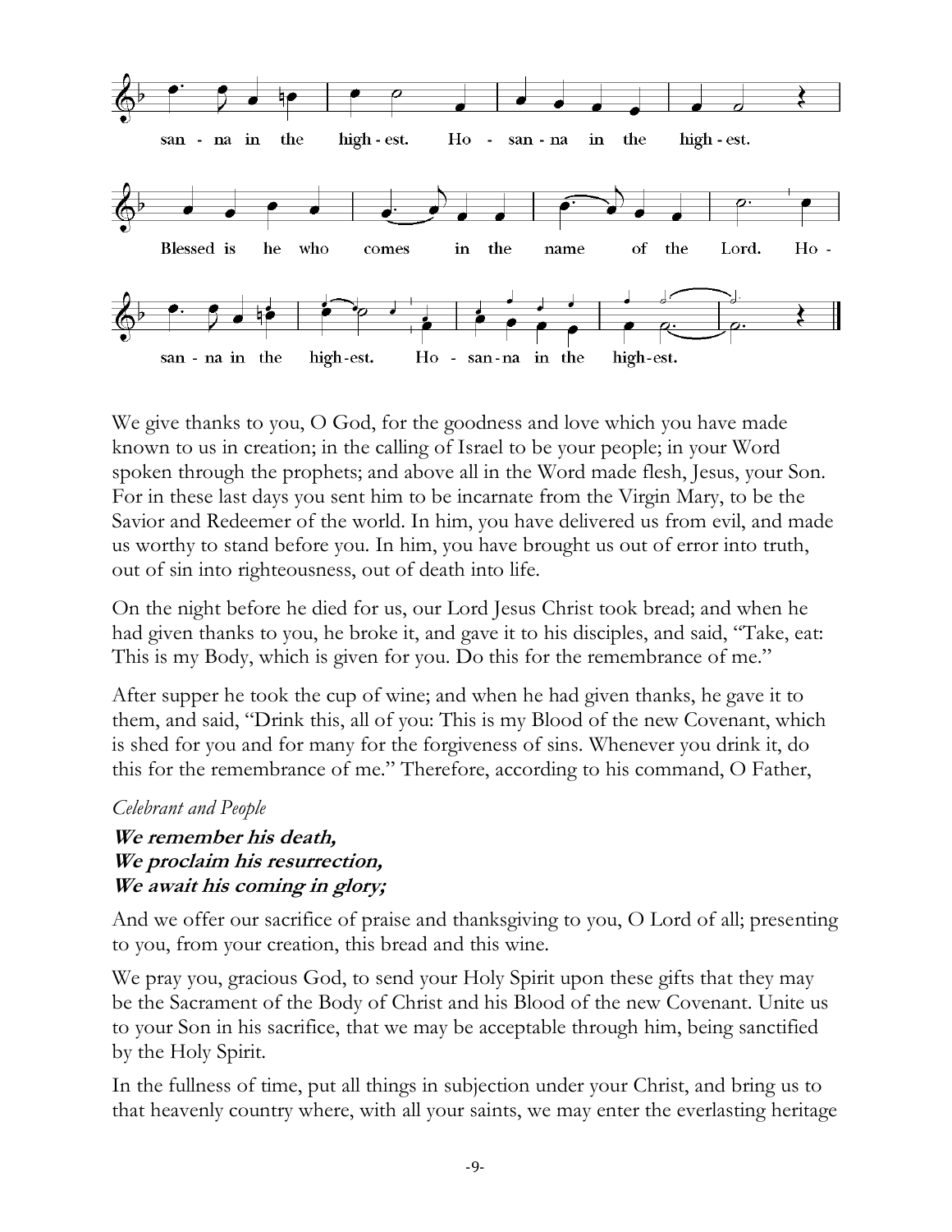san - na in the high - est. Ho - san - na in the high - est.

Blessed is he who comes in the name of the Lord. Ho -

san - na in the high-est. Ho - san-na in the high-est.

We give thanks to you, O God, for the goodness and love which you have made known to us in creation; in the calling of Israel to be your people; in your Word spoken through the prophets; and above all in the Word made flesh, Jesus, your Son. For in these last days you sent him to be incarnate from the Virgin Mary, to be the Savior and Redeemer of the world. In him, you have delivered us from evil, and made us worthy to stand before you. In him, you have brought us out of error into truth, out of sin into righteousness, out of death into life.

On the night before he died for us, our Lord Jesus Christ took bread; and when he had given thanks to you, he broke it, and gave it to his disciples, and said, "Take, eat: This is my Body, which is given for you. Do this for the remembrance of me."

After supper he took the cup of wine; and when he had given thanks, he gave it to them, and said, "Drink this, all of you: This is my Blood of the new Covenant, which is shed for you and for many for the forgiveness of sins. Whenever you drink it, do this for the remembrance of me." Therefore, according to his command, O Father,

*Celebrant and People*

***We remember his death,***
***We proclaim his resurrection,***
***We await his coming in glory;***

And we offer our sacrifice of praise and thanksgiving to you, O Lord of all; presenting to you, from your creation, this bread and this wine.

We pray you, gracious God, to send your Holy Spirit upon these gifts that they may be the Sacrament of the Body of Christ and his Blood of the new Covenant. Unite us to your Son in his sacrifice, that we may be acceptable through him, being sanctified by the Holy Spirit.

In the fullness of time, put all things in subjection under your Christ, and bring us to that heavenly country where, with all your saints, we may enter the everlasting heritage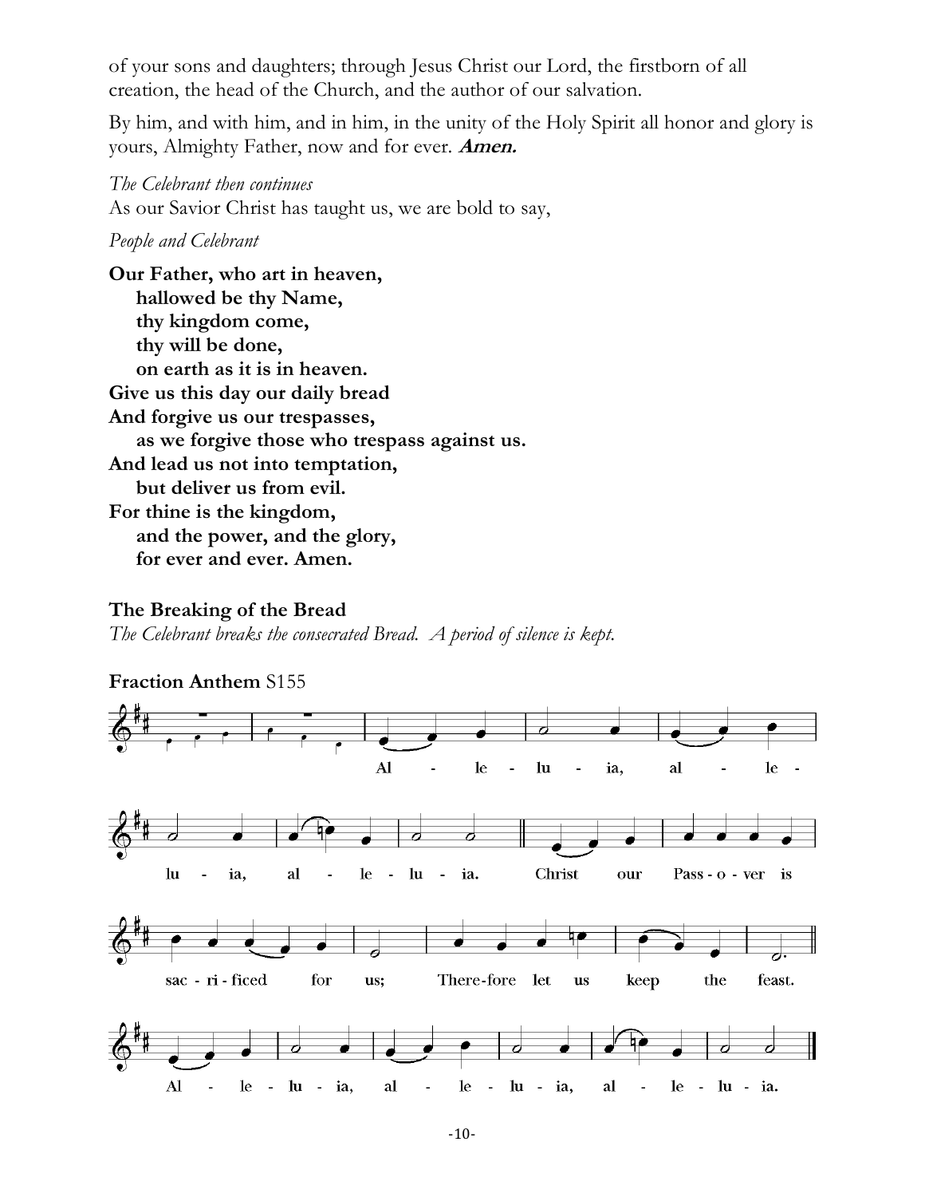of your sons and daughters; through Jesus Christ our Lord, the firstborn of all creation, the head of the Church, and the author of our salvation.

By him, and with him, and in him, in the unity of the Holy Spirit all honor and glory is yours, Almighty Father, now and for ever. ***Amen.***

*The Celebrant then continues*
As our Savior Christ has taught us, we are bold to say,

*People and Celebrant*

**Our Father, who art in heaven,**
**hallowed be thy Name,**
**thy kingdom come,**
**thy will be done,**
**on earth as it is in heaven.**
**Give us this day our daily bread**
**And forgive us our trespasses,**
**as we forgive those who trespass against us.**
**And lead us not into temptation,**
**but deliver us from evil.**
**For thine is the kingdom,**
**and the power, and the glory,**
**for ever and ever. Amen.**

**The Breaking of the Bread**
*The Celebrant breaks the consecrated Bread. A period of silence is kept.*

**Fraction Anthem** S155

Al - le - lu - ia, al - le - lu - ia, al - le - lu - ia. Christ our Pass - o - ver is sac - ri - ficed for us; There-fore let us keep the feast. Al - le - lu - ia, al - le - lu - ia, al - le - lu - ia.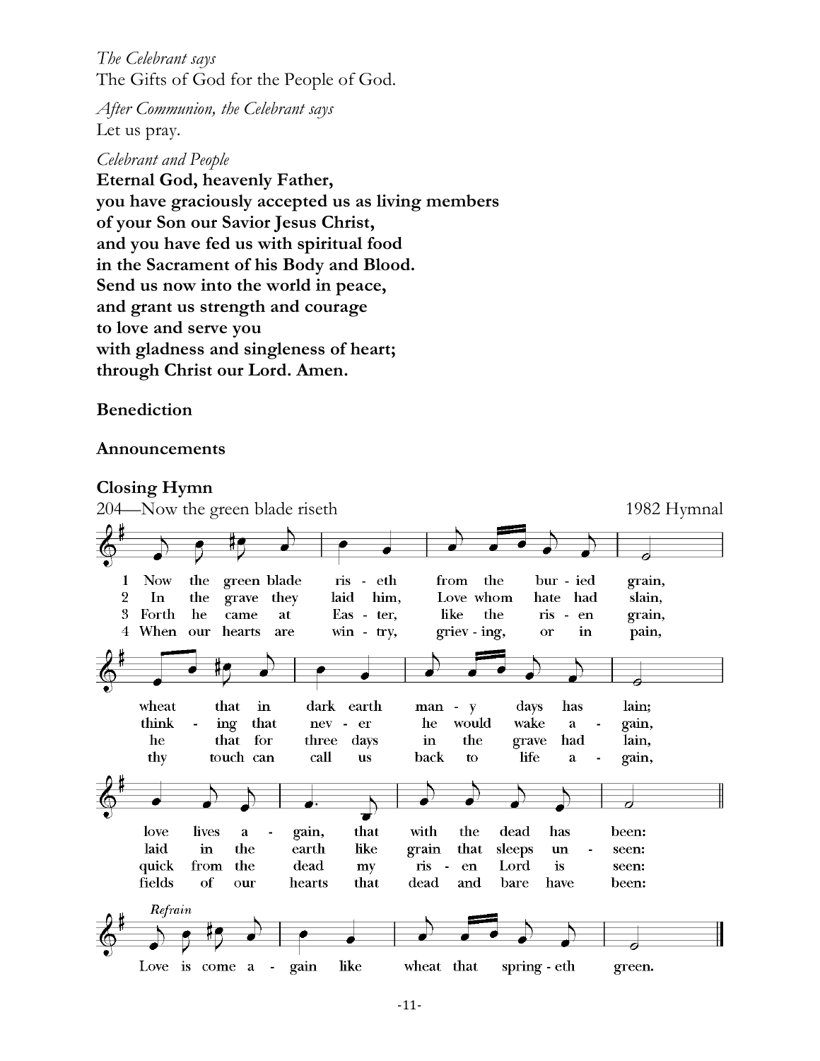*The Celebrant says*
The Gifts of God for the People of God.

*After Communion, the Celebrant says*
Let us pray.

*Celebrant and People*
**Eternal God, heavenly Father,**
**you have graciously accepted us as living members**
**of your Son our Savior Jesus Christ,**
**and you have fed us with spiritual food**
**in the Sacrament of his Body and Blood.**
**Send us now into the world in peace,**
**and grant us strength and courage**
**to love and serve you**
**with gladness and singleness of heart;**
**through Christ our Lord. Amen.**

**Benediction**

**Announcements**

**Closing Hymn**
204—Now the green blade riseth 1982 Hymnal

1 Now the green blade riseth from the buried grain,
wheat that in dark earth many days has lain;
love lives again, that with the dead has been:

2 In the grave they laid him, Love whom hate had slain,
thinking that never he would wake again,
laid in the earth like grain that sleeps unseen:

3 Forth he came at Easter, like the risen grain,
he that for three days in the grave had lain,
quick from the dead my risen Lord is seen:

4 When our hearts are wintry, grieving, or in pain,
thy touch can call us back to life again,
fields of our hearts that dead and bare have been:

*Refrain*
Love is come again like wheat that springeth green.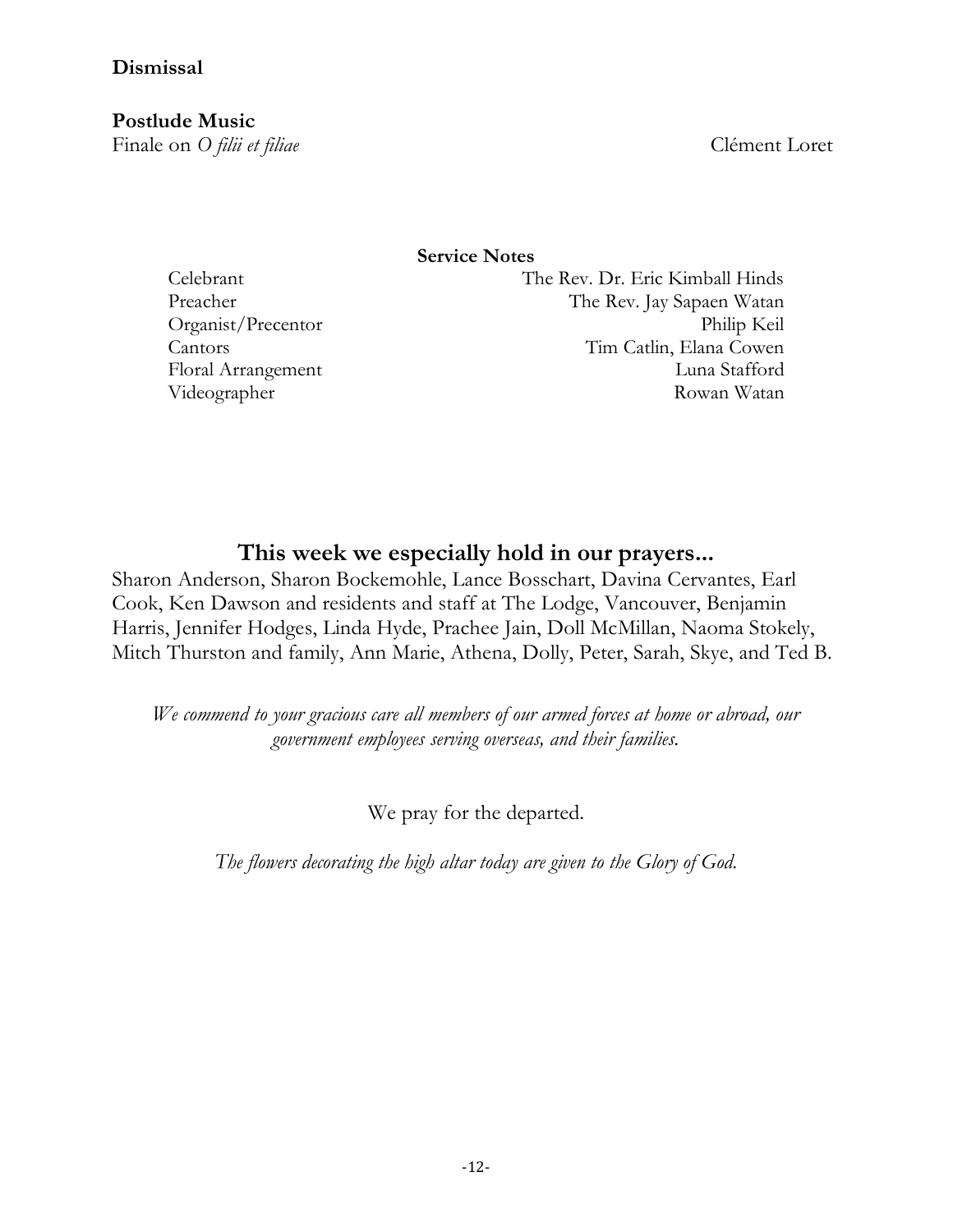**Dismissal**

**Postlude Music**

Finale on *O filii et filiae* Clément Loret

**Service Notes**

| | |
|---|---|
| Celebrant | The Rev. Dr. Eric Kimball Hinds |
| Preacher | The Rev. Jay Sapaen Watan |
| Organist/Precentor | Philip Keil |
| Cantors | Tim Catlin, Elana Cowen |
| Floral Arrangement | Luna Stafford |
| Videographer | Rowan Watan |

## This week we especially hold in our prayers...

Sharon Anderson, Sharon Bockemohle, Lance Bosschart, Davina Cervantes, Earl Cook, Ken Dawson and residents and staff at The Lodge, Vancouver, Benjamin Harris, Jennifer Hodges, Linda Hyde, Prachee Jain, Doll McMillan, Naoma Stokely, Mitch Thurston and family, Ann Marie, Athena, Dolly, Peter, Sarah, Skye, and Ted B.

*We commend to your gracious care all members of our armed forces at home or abroad, our government employees serving overseas, and their families.*

We pray for the departed.

*The flowers decorating the high altar today are given to the Glory of God.*